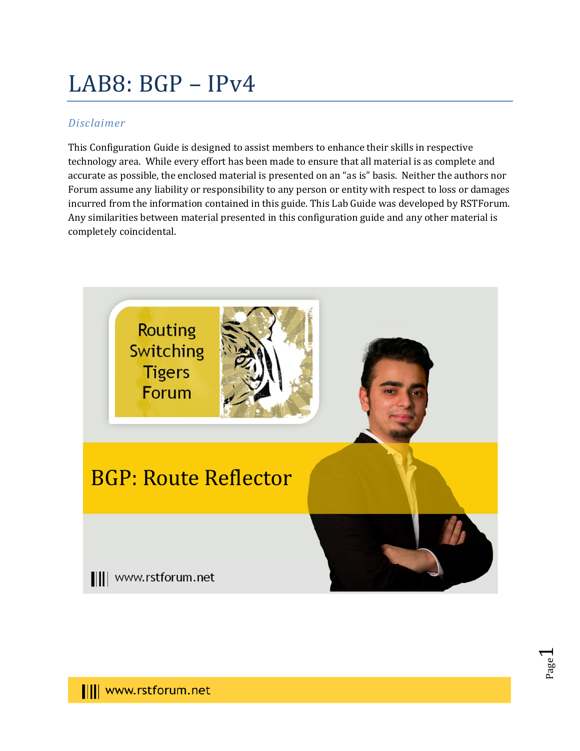# LAB8: BGP – IPv4

### *Disclaimer*

This Configuration Guide is designed to assist members to enhance their skills in respective technology area. While every effort has been made to ensure that all material is as complete and accurate as possible, the enclosed material is presented on an "as is" basis. Neither the authors nor Forum assume any liability or responsibility to any person or entity with respect to loss or damages incurred from the information contained in this guide. This Lab Guide was developed by RSTForum. Any similarities between material presented in this configuration guide and any other material is completely coincidental.

Routing Switching Tigers Forum

BGP: Route Reflector

www.rstforum.net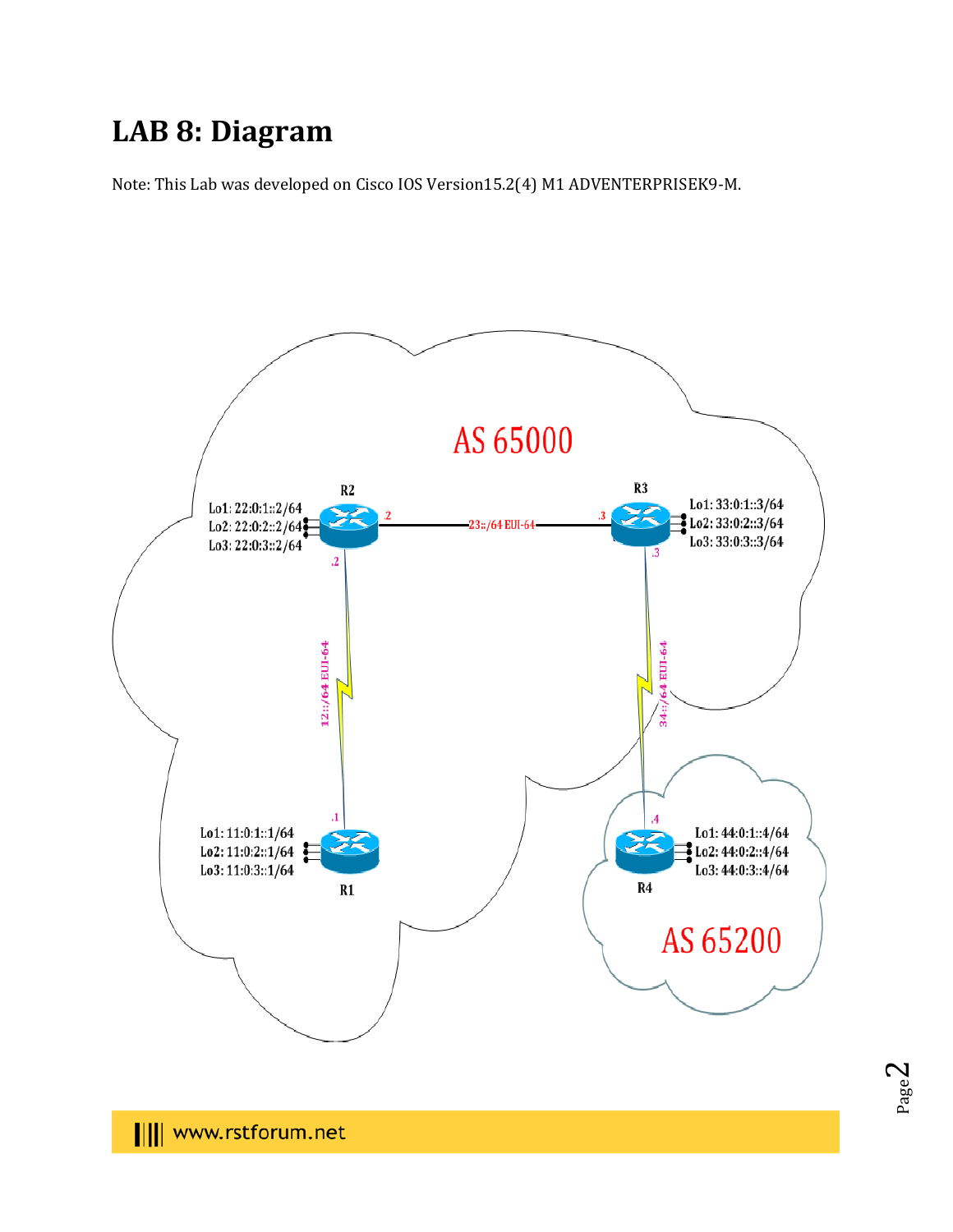# LAB 8: Diagram

Note: This Lab was developed on Cisco IOS Version15.2(4) M1 ADVENTERPRISEK9-M.

AS 65000

R2

Lo1: 22:0:1::2/64
Lo2: 22:0:2::2/64
Lo3: 22:0:3::2/64

R3

Lo1: 33:0:1::3/64
Lo2: 33:0:2::3/64
Lo3: 33:0:3::3/64

.2 23::/64 EUI-64 .3

.2 12::/64 EUI-64 .1

.3 34::/64 EUI-64 .4

Lo1: 11:0:1::1/64
Lo2: 11:0:2::1/64
Lo3: 11:0:3::1/64

R1

Lo1: 44:0:1::4/64
Lo2: 44:0:2::4/64
Lo3: 44:0:3::4/64

R4

AS 65200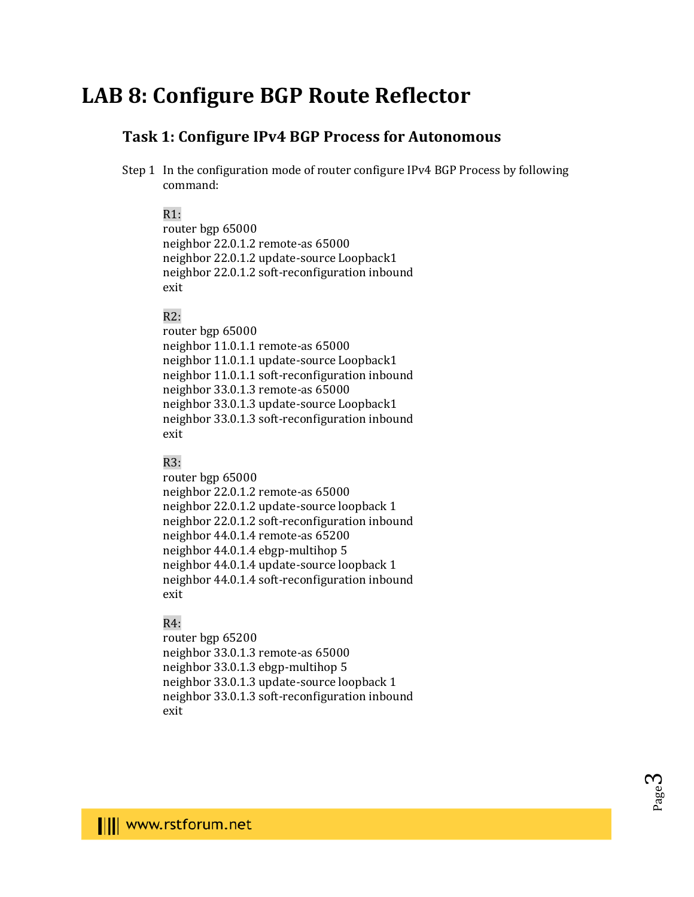# LAB 8: Configure BGP Route Reflector

## Task 1: Configure IPv4 BGP Process for Autonomous

Step 1 In the configuration mode of router configure IPv4 BGP Process by following command:

R1:

```
router bgp 65000
neighbor 22.0.1.2 remote-as 65000
neighbor 22.0.1.2 update-source Loopback1
neighbor 22.0.1.2 soft-reconfiguration inbound
exit
```

R2:

```
router bgp 65000
neighbor 11.0.1.1 remote-as 65000
neighbor 11.0.1.1 update-source Loopback1
neighbor 11.0.1.1 soft-reconfiguration inbound
neighbor 33.0.1.3 remote-as 65000
neighbor 33.0.1.3 update-source Loopback1
neighbor 33.0.1.3 soft-reconfiguration inbound
exit
```

R3:

```
router bgp 65000
neighbor 22.0.1.2 remote-as 65000
neighbor 22.0.1.2 update-source loopback 1
neighbor 22.0.1.2 soft-reconfiguration inbound
neighbor 44.0.1.4 remote-as 65200
neighbor 44.0.1.4 ebgp-multihop 5
neighbor 44.0.1.4 update-source loopback 1
neighbor 44.0.1.4 soft-reconfiguration inbound
exit
```

R4:

```
router bgp 65200
neighbor 33.0.1.3 remote-as 65000
neighbor 33.0.1.3 ebgp-multihop 5
neighbor 33.0.1.3 update-source loopback 1
neighbor 33.0.1.3 soft-reconfiguration inbound
exit
```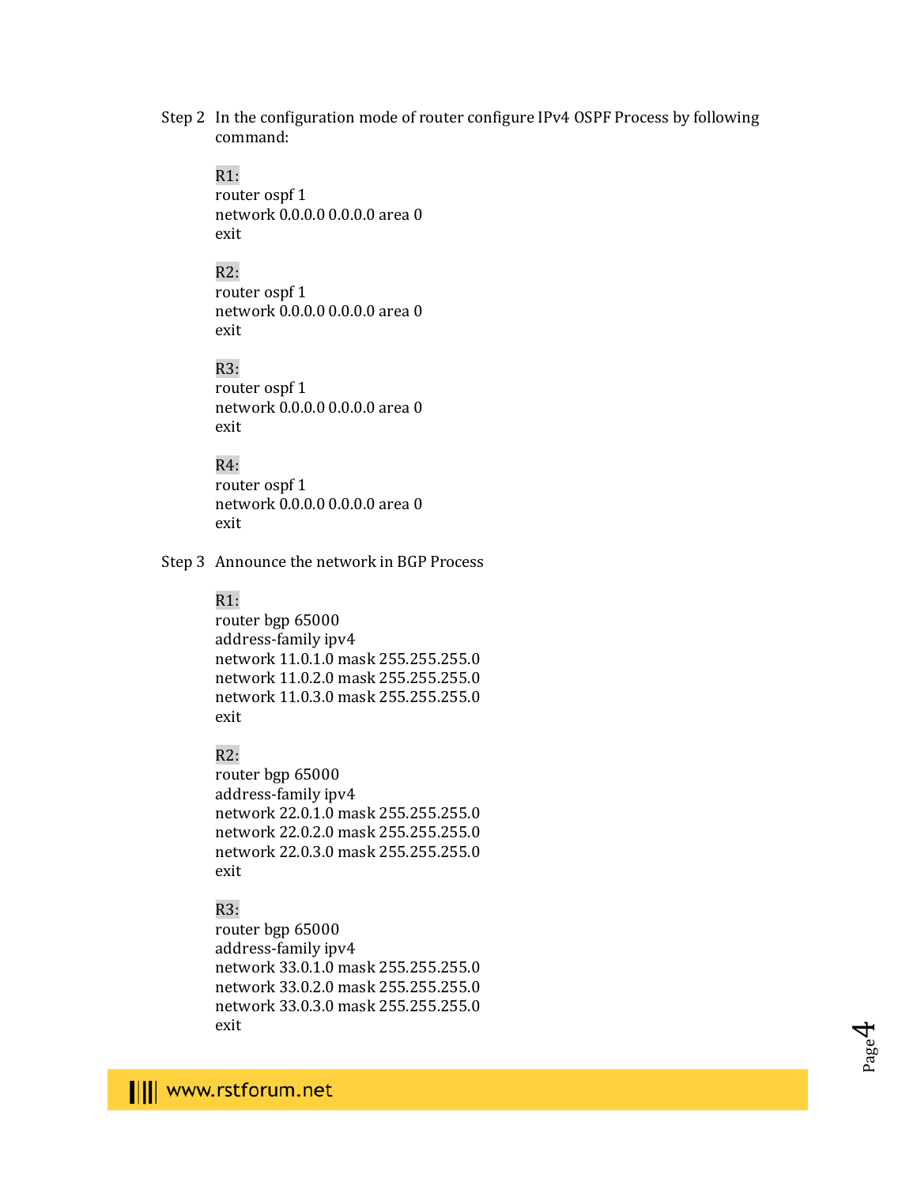Step 2 In the configuration mode of router configure IPv4 OSPF Process by following command:

R1:
```
router ospf 1
network 0.0.0.0 0.0.0.0 area 0
exit
```

R2:
```
router ospf 1
network 0.0.0.0 0.0.0.0 area 0
exit
```

R3:
```
router ospf 1
network 0.0.0.0 0.0.0.0 area 0
exit
```

R4:
```
router ospf 1
network 0.0.0.0 0.0.0.0 area 0
exit
```

Step 3 Announce the network in BGP Process

R1:
```
router bgp 65000
address-family ipv4
network 11.0.1.0 mask 255.255.255.0
network 11.0.2.0 mask 255.255.255.0
network 11.0.3.0 mask 255.255.255.0
exit
```

R2:
```
router bgp 65000
address-family ipv4
network 22.0.1.0 mask 255.255.255.0
network 22.0.2.0 mask 255.255.255.0
network 22.0.3.0 mask 255.255.255.0
exit
```

R3:
```
router bgp 65000
address-family ipv4
network 33.0.1.0 mask 255.255.255.0
network 33.0.2.0 mask 255.255.255.0
network 33.0.3.0 mask 255.255.255.0
exit
```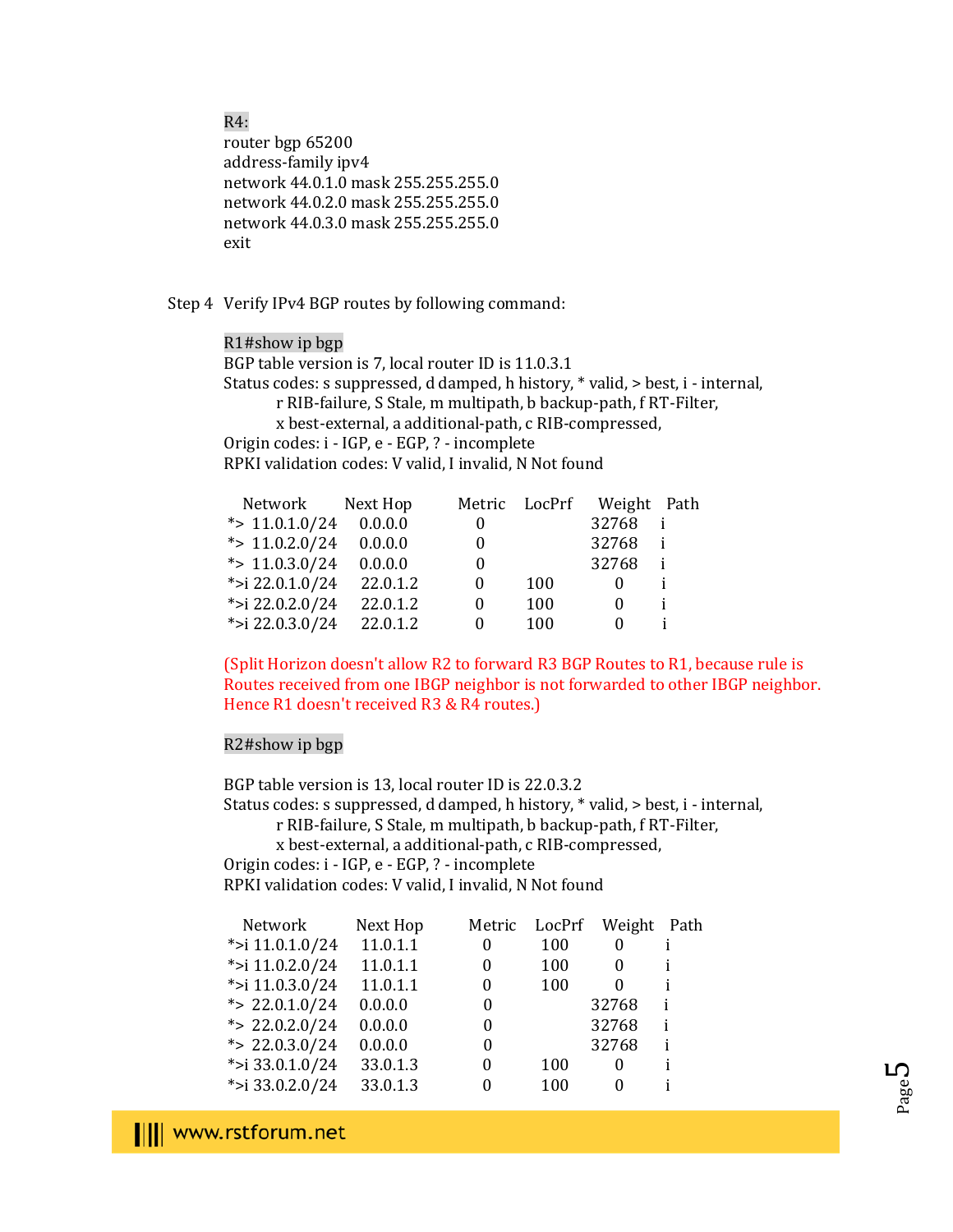R4:

```
router bgp 65200
address-family ipv4
network 44.0.1.0 mask 255.255.255.0
network 44.0.2.0 mask 255.255.255.0
network 44.0.3.0 mask 255.255.255.0
exit
```

Step 4 Verify IPv4 BGP routes by following command:

```
R1#show ip bgp
BGP table version is 7, local router ID is 11.0.3.1
Status codes: s suppressed, d damped, h history, * valid, > best, i - internal,
          r RIB-failure, S Stale, m multipath, b backup-path, f RT-Filter,
          x best-external, a additional-path, c RIB-compressed,
Origin codes: i - IGP, e - EGP, ? - incomplete
RPKI validation codes: V valid, I invalid, N Not found

    Network        Next Hop        Metric   LocPrf   Weight  Path
 *>  11.0.1.0/24    0.0.0.0          0                32768    i
 *>  11.0.2.0/24    0.0.0.0          0                32768    i
 *>  11.0.3.0/24    0.0.0.0          0                32768    i
 *>i 22.0.1.0/24    22.0.1.2         0      100         0      i
 *>i 22.0.2.0/24    22.0.1.2         0      100         0      i
 *>i 22.0.3.0/24    22.0.1.2         0      100         0      i
```

(Split Horizon doesn't allow R2 to forward R3 BGP Routes to R1, because rule is Routes received from one IBGP neighbor is not forwarded to other IBGP neighbor. Hence R1 doesn't received R3 & R4 routes.)

```
R2#show ip bgp

BGP table version is 13, local router ID is 22.0.3.2
Status codes: s suppressed, d damped, h history, * valid, > best, i - internal,
          r RIB-failure, S Stale, m multipath, b backup-path, f RT-Filter,
          x best-external, a additional-path, c RIB-compressed,
Origin codes: i - IGP, e - EGP, ? - incomplete
RPKI validation codes: V valid, I invalid, N Not found

    Network          Next Hop        Metric   LocPrf   Weight   Path
 *>i 11.0.1.0/24     11.0.1.1          0       100       0       i
 *>i 11.0.2.0/24     11.0.1.1          0       100       0       i
 *>i 11.0.3.0/24     11.0.1.1          0       100       0       i
 *>  22.0.1.0/24     0.0.0.0           0               32768     i
 *>  22.0.2.0/24     0.0.0.0           0               32768     i
 *>  22.0.3.0/24     0.0.0.0           0               32768     i
 *>i 33.0.1.0/24     33.0.1.3          0       100       0       i
 *>i 33.0.2.0/24     33.0.1.3          0       100       0       i
```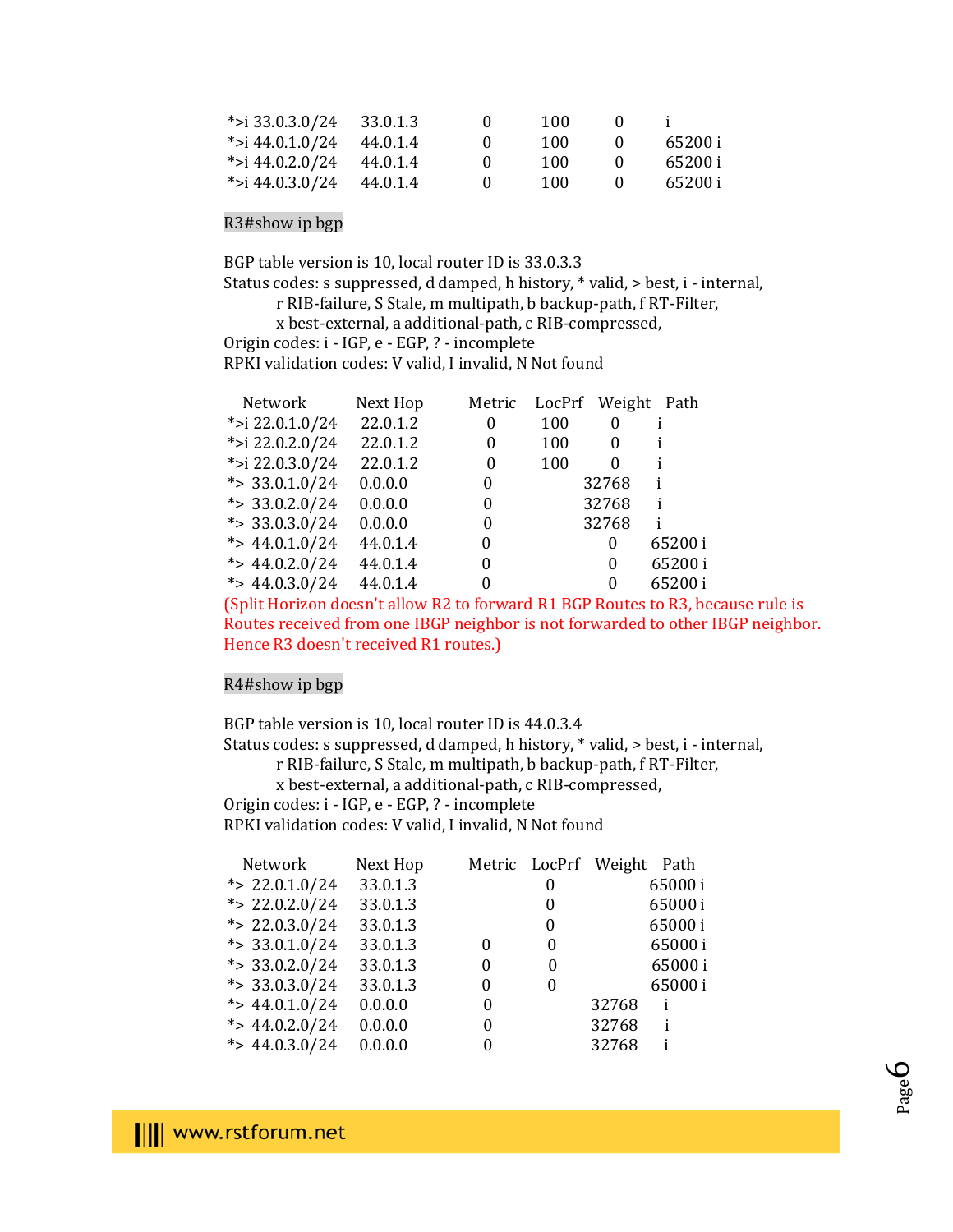```
*>i 33.0.3.0/24     33.0.1.3            0        100        0       i
*>i 44.0.1.0/24     44.0.1.4            0        100        0       65200 i
*>i 44.0.2.0/24     44.0.1.4            0        100        0       65200 i
*>i 44.0.3.0/24     44.0.1.4            0        100        0       65200 i
```

R3#show ip bgp

```
BGP table version is 10, local router ID is 33.0.3.3
Status codes: s suppressed, d damped, h history, * valid, > best, i - internal,
        r RIB-failure, S Stale, m multipath, b backup-path, f RT-Filter,
        x best-external, a additional-path, c RIB-compressed,
Origin codes: i - IGP, e - EGP, ? - incomplete
RPKI validation codes: V valid, I invalid, N Not found

   Network          Next Hop         Metric   LocPrf   Weight   Path
*>i 22.0.1.0/24     22.0.1.2            0        100        0       i
*>i 22.0.2.0/24     22.0.1.2            0        100        0       i
*>i 22.0.3.0/24     22.0.1.2            0        100        0       i
*> 33.0.1.0/24      0.0.0.0             0               32768       i
*> 33.0.2.0/24      0.0.0.0             0               32768       i
*> 33.0.3.0/24      0.0.0.0             0               32768       i
*> 44.0.1.0/24      44.0.1.4            0                   0       65200 i
*> 44.0.2.0/24      44.0.1.4            0                   0       65200 i
*> 44.0.3.0/24      44.0.1.4            0                   0       65200 i
```

(Split Horizon doesn't allow R2 to forward R1 BGP Routes to R3, because rule is Routes received from one IBGP neighbor is not forwarded to other IBGP neighbor. Hence R3 doesn't received R1 routes.)

R4#show ip bgp

```
BGP table version is 10, local router ID is 44.0.3.4
Status codes: s suppressed, d damped, h history, * valid, > best, i - internal,
        r RIB-failure, S Stale, m multipath, b backup-path, f RT-Filter,
        x best-external, a additional-path, c RIB-compressed,
Origin codes: i - IGP, e - EGP, ? - incomplete
RPKI validation codes: V valid, I invalid, N Not found

   Network          Next Hop         Metric   LocPrf   Weight   Path
*> 22.0.1.0/24      33.0.1.3                     0              65000 i
*> 22.0.2.0/24      33.0.1.3                     0              65000 i
*> 22.0.3.0/24      33.0.1.3                     0              65000 i
*> 33.0.1.0/24      33.0.1.3            0        0              65000 i
*> 33.0.2.0/24      33.0.1.3            0        0              65000 i
*> 33.0.3.0/24      33.0.1.3            0        0              65000 i
*> 44.0.1.0/24      0.0.0.0             0               32768       i
*> 44.0.2.0/24      0.0.0.0             0               32768       i
*> 44.0.3.0/24      0.0.0.0             0               32768       i
```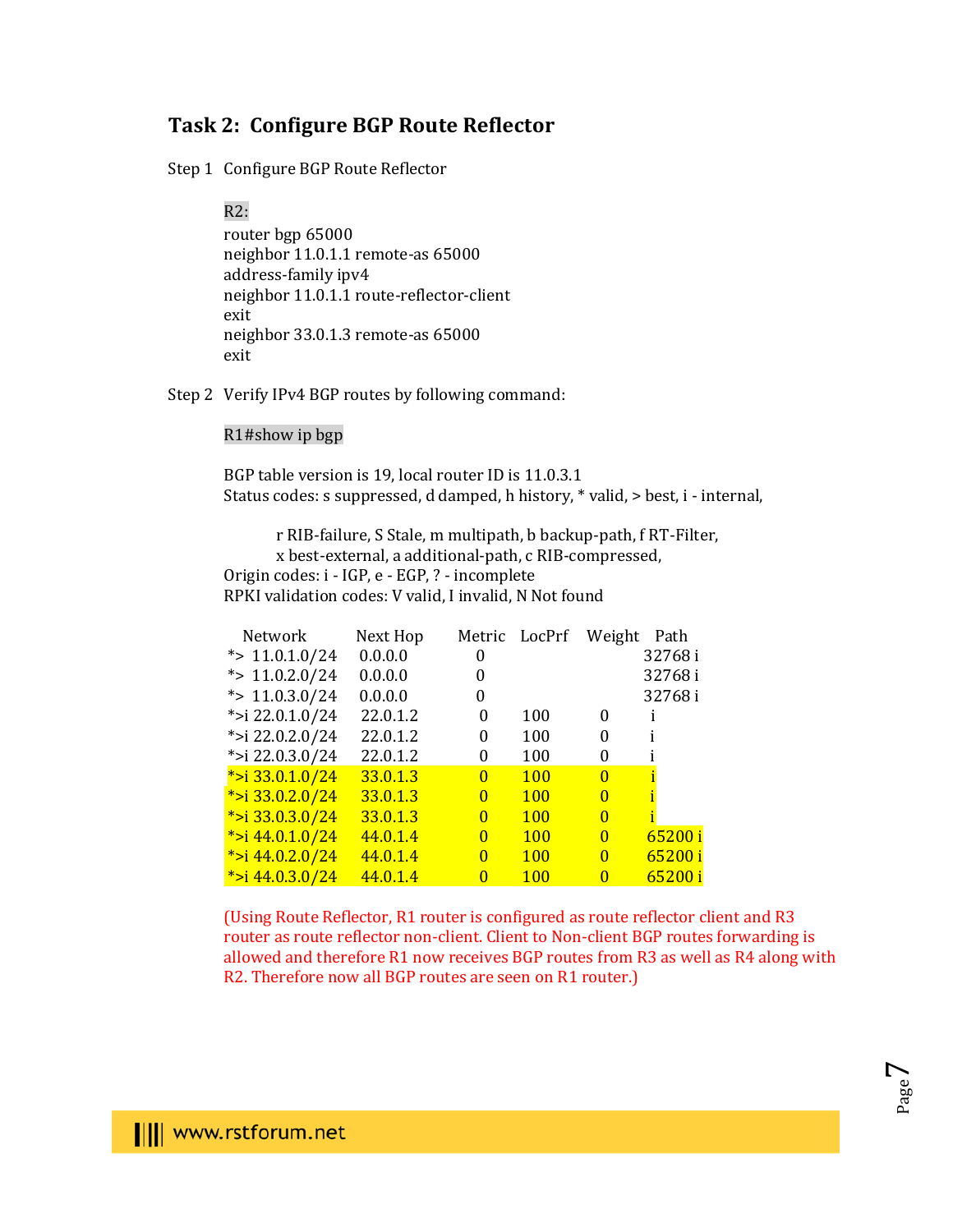## Task 2: Configure BGP Route Reflector

Step 1 Configure BGP Route Reflector

```
R2:
router bgp 65000
neighbor 11.0.1.1 remote-as 65000
address-family ipv4
neighbor 11.0.1.1 route-reflector-client
exit
neighbor 33.0.1.3 remote-as 65000
exit
```

Step 2 Verify IPv4 BGP routes by following command:

```
R1#show ip bgp

BGP table version is 19, local router ID is 11.0.3.1
Status codes: s suppressed, d damped, h history, * valid, > best, i - internal,
        r RIB-failure, S Stale, m multipath, b backup-path, f RT-Filter,
        x best-external, a additional-path, c RIB-compressed,
Origin codes: i - IGP, e - EGP, ? - incomplete
RPKI validation codes: V valid, I invalid, N Not found

   Network          Next Hop     Metric  LocPrf  Weight  Path
*>  11.0.1.0/24     0.0.0.0         0                    32768 i
*>  11.0.2.0/24     0.0.0.0         0                    32768 i
*>  11.0.3.0/24     0.0.0.0         0                    32768 i
*>i 22.0.1.0/24     22.0.1.2        0     100      0       i
*>i 22.0.2.0/24     22.0.1.2        0     100      0       i
*>i 22.0.3.0/24     22.0.1.2        0     100      0       i
*>i 33.0.1.0/24     33.0.1.3        0     100      0       i
*>i 33.0.2.0/24     33.0.1.3        0     100      0       i
*>i 33.0.3.0/24     33.0.1.3        0     100      0       i
*>i 44.0.1.0/24     44.0.1.4        0     100      0     65200 i
*>i 44.0.2.0/24     44.0.1.4        0     100      0     65200 i
*>i 44.0.3.0/24     44.0.1.4        0     100      0     65200 i
```

(Using Route Reflector, R1 router is configured as route reflector client and R3 router as route reflector non-client. Client to Non-client BGP routes forwarding is allowed and therefore R1 now receives BGP routes from R3 as well as R4 along with R2. Therefore now all BGP routes are seen on R1 router.)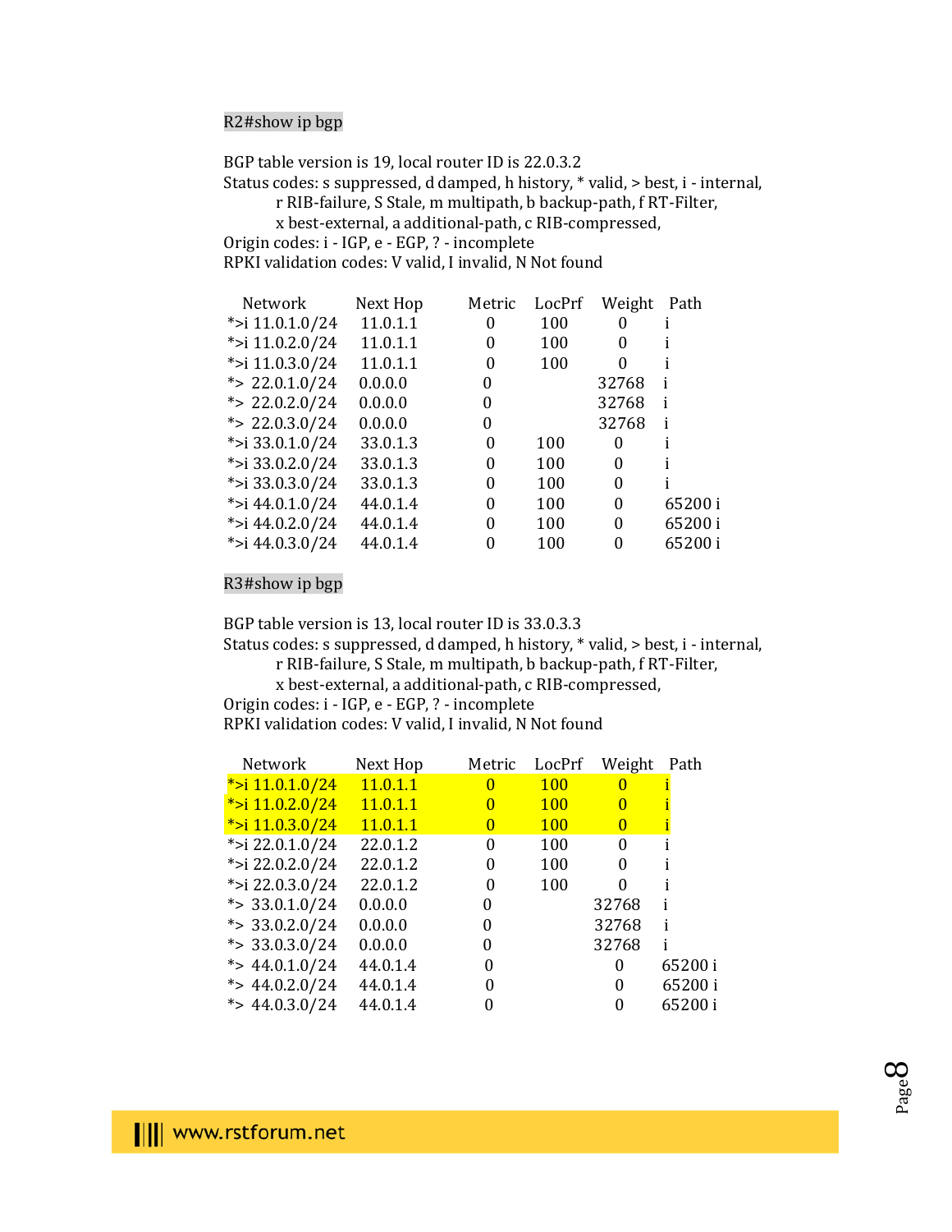R2#show ip bgp

```
BGP table version is 19, local router ID is 22.0.3.2
Status codes: s suppressed, d damped, h history, * valid, > best, i - internal,
          r RIB-failure, S Stale, m multipath, b backup-path, f RT-Filter,
          x best-external, a additional-path, c RIB-compressed,
Origin codes: i - IGP, e - EGP, ? - incomplete
RPKI validation codes: V valid, I invalid, N Not found

    Network          Next Hop        Metric  LocPrf  Weight  Path
 *>i 11.0.1.0/24     11.0.1.1          0      100      0     i
 *>i 11.0.2.0/24     11.0.1.1          0      100      0     i
 *>i 11.0.3.0/24     11.0.1.1          0      100      0     i
 *>  22.0.1.0/24     0.0.0.0           0             32768   i
 *>  22.0.2.0/24     0.0.0.0           0             32768   i
 *>  22.0.3.0/24     0.0.0.0           0             32768   i
 *>i 33.0.1.0/24     33.0.1.3          0      100      0     i
 *>i 33.0.2.0/24     33.0.1.3          0      100      0     i
 *>i 33.0.3.0/24     33.0.1.3          0      100      0     i
 *>i 44.0.1.0/24     44.0.1.4          0      100      0     65200 i
 *>i 44.0.2.0/24     44.0.1.4          0      100      0     65200 i
 *>i 44.0.3.0/24     44.0.1.4          0      100      0     65200 i
```

R3#show ip bgp

```
BGP table version is 13, local router ID is 33.0.3.3
Status codes: s suppressed, d damped, h history, * valid, > best, i - internal,
          r RIB-failure, S Stale, m multipath, b backup-path, f RT-Filter,
          x best-external, a additional-path, c RIB-compressed,
Origin codes: i - IGP, e - EGP, ? - incomplete
RPKI validation codes: V valid, I invalid, N Not found

    Network          Next Hop        Metric  LocPrf  Weight  Path
 *>i 11.0.1.0/24     11.0.1.1          0      100      0     i
 *>i 11.0.2.0/24     11.0.1.1          0      100      0     i
 *>i 11.0.3.0/24     11.0.1.1          0      100      0     i
 *>i 22.0.1.0/24     22.0.1.2          0      100      0     i
 *>i 22.0.2.0/24     22.0.1.2          0      100      0     i
 *>i 22.0.3.0/24     22.0.1.2          0      100      0     i
 *>  33.0.1.0/24     0.0.0.0           0             32768   i
 *>  33.0.2.0/24     0.0.0.0           0             32768   i
 *>  33.0.3.0/24     0.0.0.0           0             32768   i
 *>  44.0.1.0/24     44.0.1.4          0               0     65200 i
 *>  44.0.2.0/24     44.0.1.4          0               0     65200 i
 *>  44.0.3.0/24     44.0.1.4          0               0     65200 i
```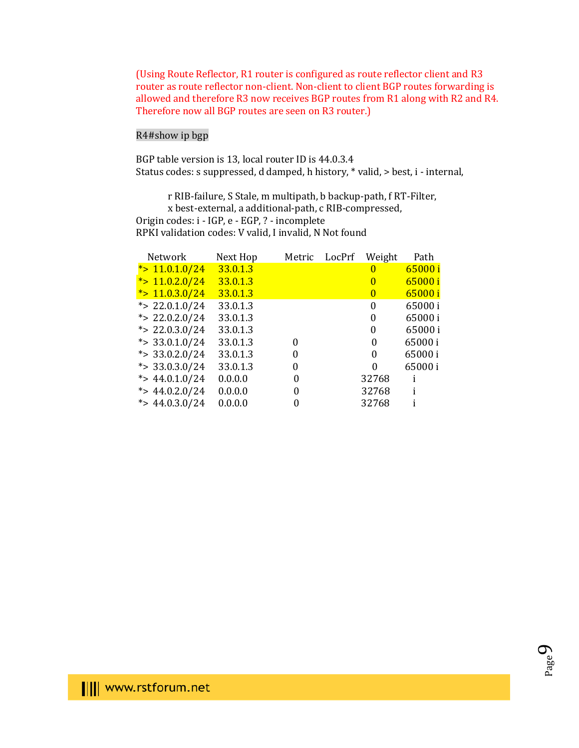(Using Route Reflector, R1 router is configured as route reflector client and R3 router as route reflector non-client. Non-client to client BGP routes forwarding is allowed and therefore R3 now receives BGP routes from R1 along with R2 and R4. Therefore now all BGP routes are seen on R3 router.)

```
R4#show ip bgp

BGP table version is 13, local router ID is 44.0.3.4
Status codes: s suppressed, d damped, h history, * valid, > best, i - internal,
              r RIB-failure, S Stale, m multipath, b backup-path, f RT-Filter,
              x best-external, a additional-path, c RIB-compressed,
Origin codes: i - IGP, e - EGP, ? - incomplete
RPKI validation codes: V valid, I invalid, N Not found

   Network          Next Hop        Metric  LocPrf  Weight   Path
*> 11.0.1.0/24      33.0.1.3                             0   65000 i
*> 11.0.2.0/24      33.0.1.3                             0   65000 i
*> 11.0.3.0/24      33.0.1.3                             0   65000 i
*> 22.0.1.0/24      33.0.1.3                             0   65000 i
*> 22.0.2.0/24      33.0.1.3                             0   65000 i
*> 22.0.3.0/24      33.0.1.3                             0   65000 i
*> 33.0.1.0/24      33.0.1.3             0               0   65000 i
*> 33.0.2.0/24      33.0.1.3             0               0   65000 i
*> 33.0.3.0/24      33.0.1.3             0               0   65000 i
*> 44.0.1.0/24      0.0.0.0              0           32768   i
*> 44.0.2.0/24      0.0.0.0              0           32768   i
*> 44.0.3.0/24      0.0.0.0              0           32768   i
```